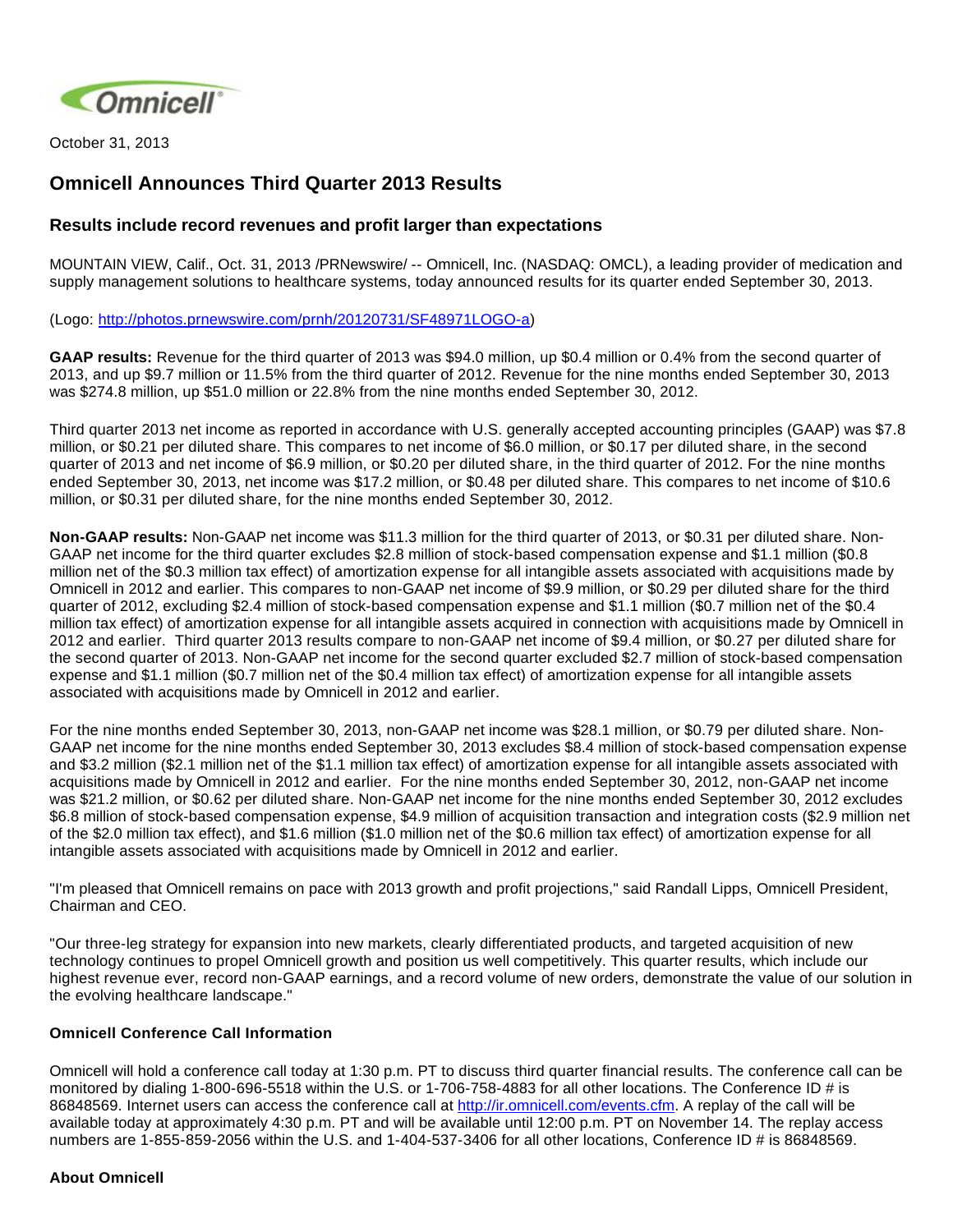October 31, 2013

# Omnicell Announces Third Quarter 2013 Results

## Results include record revenues and profit larger than expectations

MOUNTAIN VIEW, Calif., Oct. 31, 2013 /PRNewswire/ -- Omnicell, Inc. (NASDAQ: OMCL), a leading provider of medication and supply management solutions to healthcare systems, today announced results for its quarter ended September 30, 2013.

(Logo: [http://photos.prnewswire.com/prnh/20120731/SF48971LOGO-a](http://photos.prnewswire.com/prnh/20120731/SF48971LOGO-a))

**GAAP results:** Revenue for the third quarter of 2013 was $94.0 million, up $0.4 million or 0.4% from the second quarter of 2013, and up $9.7 million or 11.5% from the third quarter of 2012. Revenue for the nine months ended September 30, 2013 was $274.8 million, up $51.0 million or 22.8% from the nine months ended September 30, 2012.

Third quarter 2013 net income as reported in accordance with U.S. generally accepted accounting principles (GAAP) was $7.8 million, or $0.21 per diluted share. This compares to net income of $6.0 million, or $0.17 per diluted share, in the second quarter of 2013 and net income of $6.9 million, or $0.20 per diluted share, in the third quarter of 2012. For the nine months ended September 30, 2013, net income was $17.2 million, or $0.48 per diluted share. This compares to net income of $10.6 million, or $0.31 per diluted share, for the nine months ended September 30, 2012.

**Non-GAAP results:** Non-GAAP net income was $11.3 million for the third quarter of 2013, or $0.31 per diluted share. Non-GAAP net income for the third quarter excludes $2.8 million of stock-based compensation expense and $1.1 million ($0.8 million net of the $0.3 million tax effect) of amortization expense for all intangible assets associated with acquisitions made by Omnicell in 2012 and earlier. This compares to non-GAAP net income of $9.9 million, or $0.29 per diluted share for the third quarter of 2012, excluding $2.4 million of stock-based compensation expense and $1.1 million ($0.7 million net of the $0.4 million tax effect) of amortization expense for all intangible assets acquired in connection with acquisitions made by Omnicell in 2012 and earlier. Third quarter 2013 results compare to non-GAAP net income of $9.4 million, or $0.27 per diluted share for the second quarter of 2013. Non-GAAP net income for the second quarter excluded $2.7 million of stock-based compensation expense and $1.1 million ($0.7 million net of the $0.4 million tax effect) of amortization expense for all intangible assets associated with acquisitions made by Omnicell in 2012 and earlier.

For the nine months ended September 30, 2013, non-GAAP net income was $28.1 million, or $0.79 per diluted share. Non-GAAP net income for the nine months ended September 30, 2013 excludes $8.4 million of stock-based compensation expense and $3.2 million ($2.1 million net of the $1.1 million tax effect) of amortization expense for all intangible assets associated with acquisitions made by Omnicell in 2012 and earlier. For the nine months ended September 30, 2012, non-GAAP net income was $21.2 million, or $0.62 per diluted share. Non-GAAP net income for the nine months ended September 30, 2012 excludes $6.8 million of stock-based compensation expense, $4.9 million of acquisition transaction and integration costs ($2.9 million net of the $2.0 million tax effect), and $1.6 million ($1.0 million net of the $0.6 million tax effect) of amortization expense for all intangible assets associated with acquisitions made by Omnicell in 2012 and earlier.

"I'm pleased that Omnicell remains on pace with 2013 growth and profit projections," said Randall Lipps, Omnicell President, Chairman and CEO.

"Our three-leg strategy for expansion into new markets, clearly differentiated products, and targeted acquisition of new technology continues to propel Omnicell growth and position us well competitively. This quarter results, which include our highest revenue ever, record non-GAAP earnings, and a record volume of new orders, demonstrate the value of our solution in the evolving healthcare landscape."

### Omnicell Conference Call Information

Omnicell will hold a conference call today at 1:30 p.m. PT to discuss third quarter financial results. The conference call can be monitored by dialing 1-800-696-5518 within the U.S. or 1-706-758-4883 for all other locations. The Conference ID # is 86848569. Internet users can access the conference call at [http://ir.omnicell.com/events.cfm](http://ir.omnicell.com/events.cfm). A replay of the call will be available today at approximately 4:30 p.m. PT and will be available until 12:00 p.m. PT on November 14. The replay access numbers are 1-855-859-2056 within the U.S. and 1-404-537-3406 for all other locations, Conference ID # is 86848569.

### About Omnicell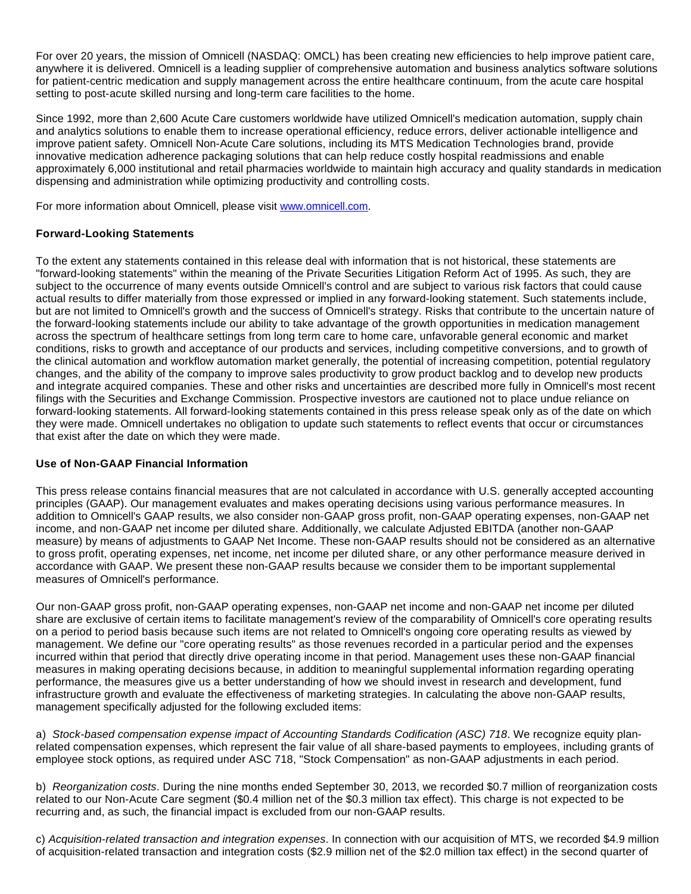For over 20 years, the mission of Omnicell (NASDAQ: OMCL) has been creating new efficiencies to help improve patient care, anywhere it is delivered. Omnicell is a leading supplier of comprehensive automation and business analytics software solutions for patient-centric medication and supply management across the entire healthcare continuum, from the acute care hospital setting to post-acute skilled nursing and long-term care facilities to the home.

Since 1992, more than 2,600 Acute Care customers worldwide have utilized Omnicell's medication automation, supply chain and analytics solutions to enable them to increase operational efficiency, reduce errors, deliver actionable intelligence and improve patient safety. Omnicell Non-Acute Care solutions, including its MTS Medication Technologies brand, provide innovative medication adherence packaging solutions that can help reduce costly hospital readmissions and enable approximately 6,000 institutional and retail pharmacies worldwide to maintain high accuracy and quality standards in medication dispensing and administration while optimizing productivity and controlling costs.

For more information about Omnicell, please visit [www.omnicell.com](www.omnicell.com).

**Forward-Looking Statements**

To the extent any statements contained in this release deal with information that is not historical, these statements are "forward-looking statements" within the meaning of the Private Securities Litigation Reform Act of 1995. As such, they are subject to the occurrence of many events outside Omnicell's control and are subject to various risk factors that could cause actual results to differ materially from those expressed or implied in any forward-looking statement. Such statements include, but are not limited to Omnicell's growth and the success of Omnicell's strategy. Risks that contribute to the uncertain nature of the forward-looking statements include our ability to take advantage of the growth opportunities in medication management across the spectrum of healthcare settings from long term care to home care, unfavorable general economic and market conditions, risks to growth and acceptance of our products and services, including competitive conversions, and to growth of the clinical automation and workflow automation market generally, the potential of increasing competition, potential regulatory changes, and the ability of the company to improve sales productivity to grow product backlog and to develop new products and integrate acquired companies. These and other risks and uncertainties are described more fully in Omnicell's most recent filings with the Securities and Exchange Commission. Prospective investors are cautioned not to place undue reliance on forward-looking statements. All forward-looking statements contained in this press release speak only as of the date on which they were made. Omnicell undertakes no obligation to update such statements to reflect events that occur or circumstances that exist after the date on which they were made.

**Use of Non-GAAP Financial Information**

This press release contains financial measures that are not calculated in accordance with U.S. generally accepted accounting principles (GAAP). Our management evaluates and makes operating decisions using various performance measures. In addition to Omnicell's GAAP results, we also consider non-GAAP gross profit, non-GAAP operating expenses, non-GAAP net income, and non-GAAP net income per diluted share. Additionally, we calculate Adjusted EBITDA (another non-GAAP measure) by means of adjustments to GAAP Net Income. These non-GAAP results should not be considered as an alternative to gross profit, operating expenses, net income, net income per diluted share, or any other performance measure derived in accordance with GAAP. We present these non-GAAP results because we consider them to be important supplemental measures of Omnicell's performance.

Our non-GAAP gross profit, non-GAAP operating expenses, non-GAAP net income and non-GAAP net income per diluted share are exclusive of certain items to facilitate management's review of the comparability of Omnicell's core operating results on a period to period basis because such items are not related to Omnicell's ongoing core operating results as viewed by management. We define our "core operating results" as those revenues recorded in a particular period and the expenses incurred within that period that directly drive operating income in that period. Management uses these non-GAAP financial measures in making operating decisions because, in addition to meaningful supplemental information regarding operating performance, the measures give us a better understanding of how we should invest in research and development, fund infrastructure growth and evaluate the effectiveness of marketing strategies. In calculating the above non-GAAP results, management specifically adjusted for the following excluded items:

a) *Stock-based compensation expense impact of Accounting Standards Codification (ASC) 718*. We recognize equity plan-related compensation expenses, which represent the fair value of all share-based payments to employees, including grants of employee stock options, as required under ASC 718, "Stock Compensation" as non-GAAP adjustments in each period.

b) *Reorganization costs*. During the nine months ended September 30, 2013, we recorded $0.7 million of reorganization costs related to our Non-Acute Care segment ($0.4 million net of the $0.3 million tax effect). This charge is not expected to be recurring and, as such, the financial impact is excluded from our non-GAAP results.

c) *Acquisition-related transaction and integration expenses*. In connection with our acquisition of MTS, we recorded $4.9 million of acquisition-related transaction and integration costs ($2.9 million net of the $2.0 million tax effect) in the second quarter of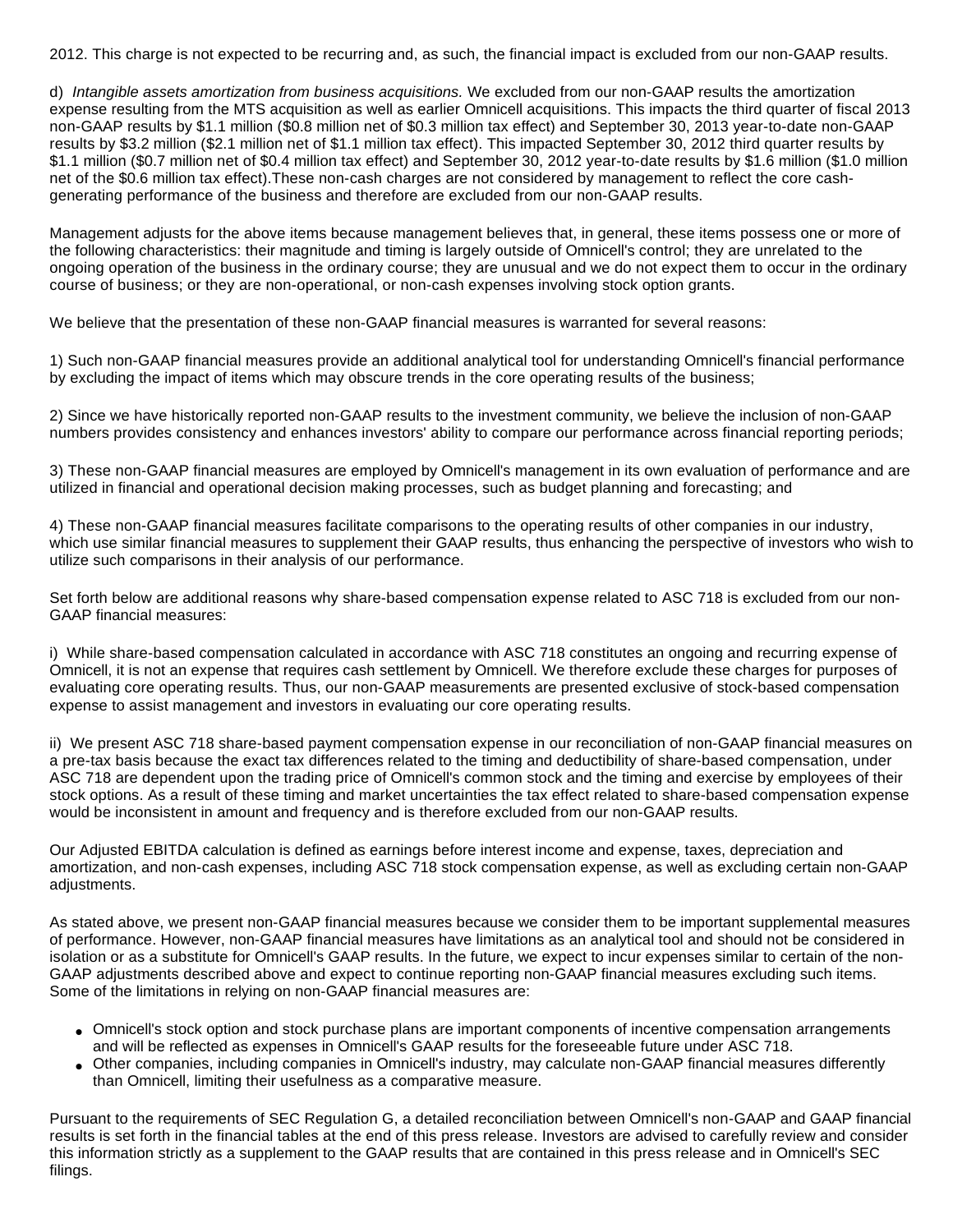2012. This charge is not expected to be recurring and, as such, the financial impact is excluded from our non-GAAP results.

d) *Intangible assets amortization from business acquisitions.* We excluded from our non-GAAP results the amortization expense resulting from the MTS acquisition as well as earlier Omnicell acquisitions. This impacts the third quarter of fiscal 2013 non-GAAP results by $1.1 million ($0.8 million net of $0.3 million tax effect) and September 30, 2013 year-to-date non-GAAP results by $3.2 million ($2.1 million net of $1.1 million tax effect). This impacted September 30, 2012 third quarter results by $1.1 million ($0.7 million net of $0.4 million tax effect) and September 30, 2012 year-to-date results by $1.6 million ($1.0 million net of the $0.6 million tax effect).These non-cash charges are not considered by management to reflect the core cash-generating performance of the business and therefore are excluded from our non-GAAP results.

Management adjusts for the above items because management believes that, in general, these items possess one or more of the following characteristics: their magnitude and timing is largely outside of Omnicell's control; they are unrelated to the ongoing operation of the business in the ordinary course; they are unusual and we do not expect them to occur in the ordinary course of business; or they are non-operational, or non-cash expenses involving stock option grants.

We believe that the presentation of these non-GAAP financial measures is warranted for several reasons:

1) Such non-GAAP financial measures provide an additional analytical tool for understanding Omnicell's financial performance by excluding the impact of items which may obscure trends in the core operating results of the business;

2) Since we have historically reported non-GAAP results to the investment community, we believe the inclusion of non-GAAP numbers provides consistency and enhances investors' ability to compare our performance across financial reporting periods;

3) These non-GAAP financial measures are employed by Omnicell's management in its own evaluation of performance and are utilized in financial and operational decision making processes, such as budget planning and forecasting; and

4) These non-GAAP financial measures facilitate comparisons to the operating results of other companies in our industry, which use similar financial measures to supplement their GAAP results, thus enhancing the perspective of investors who wish to utilize such comparisons in their analysis of our performance.

Set forth below are additional reasons why share-based compensation expense related to ASC 718 is excluded from our non-GAAP financial measures:

i) While share-based compensation calculated in accordance with ASC 718 constitutes an ongoing and recurring expense of Omnicell, it is not an expense that requires cash settlement by Omnicell. We therefore exclude these charges for purposes of evaluating core operating results. Thus, our non-GAAP measurements are presented exclusive of stock-based compensation expense to assist management and investors in evaluating our core operating results.

ii) We present ASC 718 share-based payment compensation expense in our reconciliation of non-GAAP financial measures on a pre-tax basis because the exact tax differences related to the timing and deductibility of share-based compensation, under ASC 718 are dependent upon the trading price of Omnicell's common stock and the timing and exercise by employees of their stock options. As a result of these timing and market uncertainties the tax effect related to share-based compensation expense would be inconsistent in amount and frequency and is therefore excluded from our non-GAAP results.

Our Adjusted EBITDA calculation is defined as earnings before interest income and expense, taxes, depreciation and amortization, and non-cash expenses, including ASC 718 stock compensation expense, as well as excluding certain non-GAAP adjustments.

As stated above, we present non-GAAP financial measures because we consider them to be important supplemental measures of performance. However, non-GAAP financial measures have limitations as an analytical tool and should not be considered in isolation or as a substitute for Omnicell's GAAP results. In the future, we expect to incur expenses similar to certain of the non-GAAP adjustments described above and expect to continue reporting non-GAAP financial measures excluding such items. Some of the limitations in relying on non-GAAP financial measures are:

- Omnicell's stock option and stock purchase plans are important components of incentive compensation arrangements and will be reflected as expenses in Omnicell's GAAP results for the foreseeable future under ASC 718.
- Other companies, including companies in Omnicell's industry, may calculate non-GAAP financial measures differently than Omnicell, limiting their usefulness as a comparative measure.

Pursuant to the requirements of SEC Regulation G, a detailed reconciliation between Omnicell's non-GAAP and GAAP financial results is set forth in the financial tables at the end of this press release. Investors are advised to carefully review and consider this information strictly as a supplement to the GAAP results that are contained in this press release and in Omnicell's SEC filings.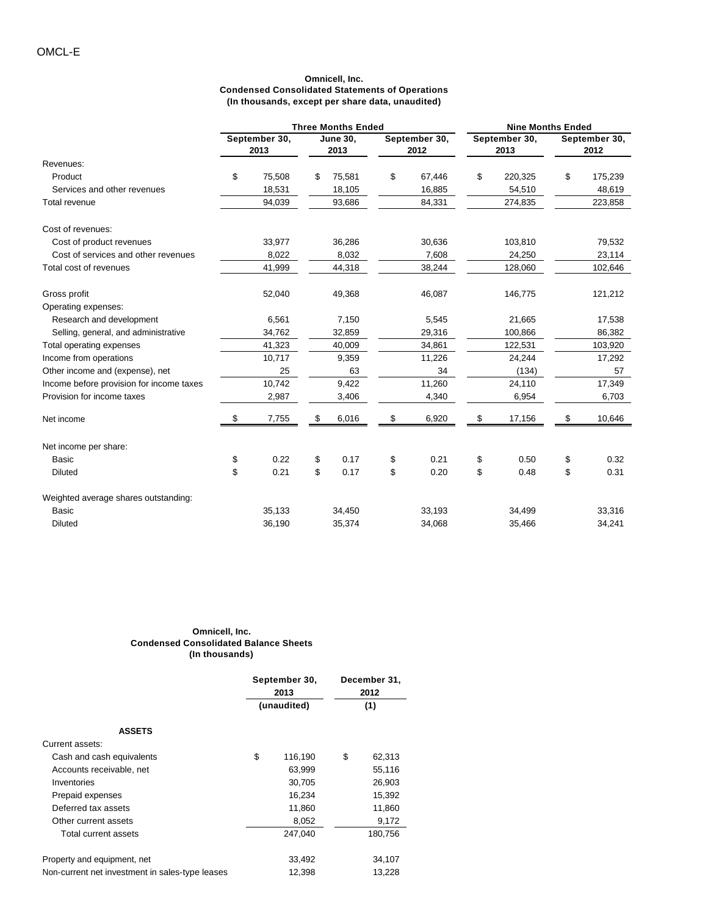OMCL-E

**Omnicell, Inc.**
**Condensed Consolidated Statements of Operations**
**(In thousands, except per share data, unaudited)**

| | Three Months Ended | | | Nine Months Ended | |
|---|---|---|---|---|---|
| | September 30, 2013 | June 30, 2013 | September 30, 2012 | September 30, 2013 | September 30, 2012 |
| Revenues: | | | | | |
| Product | $ 75,508 | $ 75,581 | $ 67,446 | $ 220,325 | $ 175,239 |
| Services and other revenues | 18,531 | 18,105 | 16,885 | 54,510 | 48,619 |
| Total revenue | 94,039 | 93,686 | 84,331 | 274,835 | 223,858 |
| Cost of revenues: | | | | | |
| Cost of product revenues | 33,977 | 36,286 | 30,636 | 103,810 | 79,532 |
| Cost of services and other revenues | 8,022 | 8,032 | 7,608 | 24,250 | 23,114 |
| Total cost of revenues | 41,999 | 44,318 | 38,244 | 128,060 | 102,646 |
| Gross profit | 52,040 | 49,368 | 46,087 | 146,775 | 121,212 |
| Operating expenses: | | | | | |
| Research and development | 6,561 | 7,150 | 5,545 | 21,665 | 17,538 |
| Selling, general, and administrative | 34,762 | 32,859 | 29,316 | 100,866 | 86,382 |
| Total operating expenses | 41,323 | 40,009 | 34,861 | 122,531 | 103,920 |
| Income from operations | 10,717 | 9,359 | 11,226 | 24,244 | 17,292 |
| Other income and (expense), net | 25 | 63 | 34 | (134) | 57 |
| Income before provision for income taxes | 10,742 | 9,422 | 11,260 | 24,110 | 17,349 |
| Provision for income taxes | 2,987 | 3,406 | 4,340 | 6,954 | 6,703 |
| Net income | $ 7,755 | $ 6,016 | $ 6,920 | $ 17,156 | $ 10,646 |
| Net income per share: | | | | | |
| Basic | $ 0.22 | $ 0.17 | $ 0.21 | $ 0.50 | $ 0.32 |
| Diluted | $ 0.21 | $ 0.17 | $ 0.20 | $ 0.48 | $ 0.31 |
| Weighted average shares outstanding: | | | | | |
| Basic | 35,133 | 34,450 | 33,193 | 34,499 | 33,316 |
| Diluted | 36,190 | 35,374 | 34,068 | 35,466 | 34,241 |

**Omnicell, Inc.**
**Condensed Consolidated Balance Sheets**
**(In thousands)**

| | September 30, 2013 (unaudited) | December 31, 2012 (1) |
|---|---|---|
| **ASSETS** | | |
| Current assets: | | |
| Cash and cash equivalents | $ 116,190 | $ 62,313 |
| Accounts receivable, net | 63,999 | 55,116 |
| Inventories | 30,705 | 26,903 |
| Prepaid expenses | 16,234 | 15,392 |
| Deferred tax assets | 11,860 | 11,860 |
| Other current assets | 8,052 | 9,172 |
| Total current assets | 247,040 | 180,756 |
| Property and equipment, net | 33,492 | 34,107 |
| Non-current net investment in sales-type leases | 12,398 | 13,228 |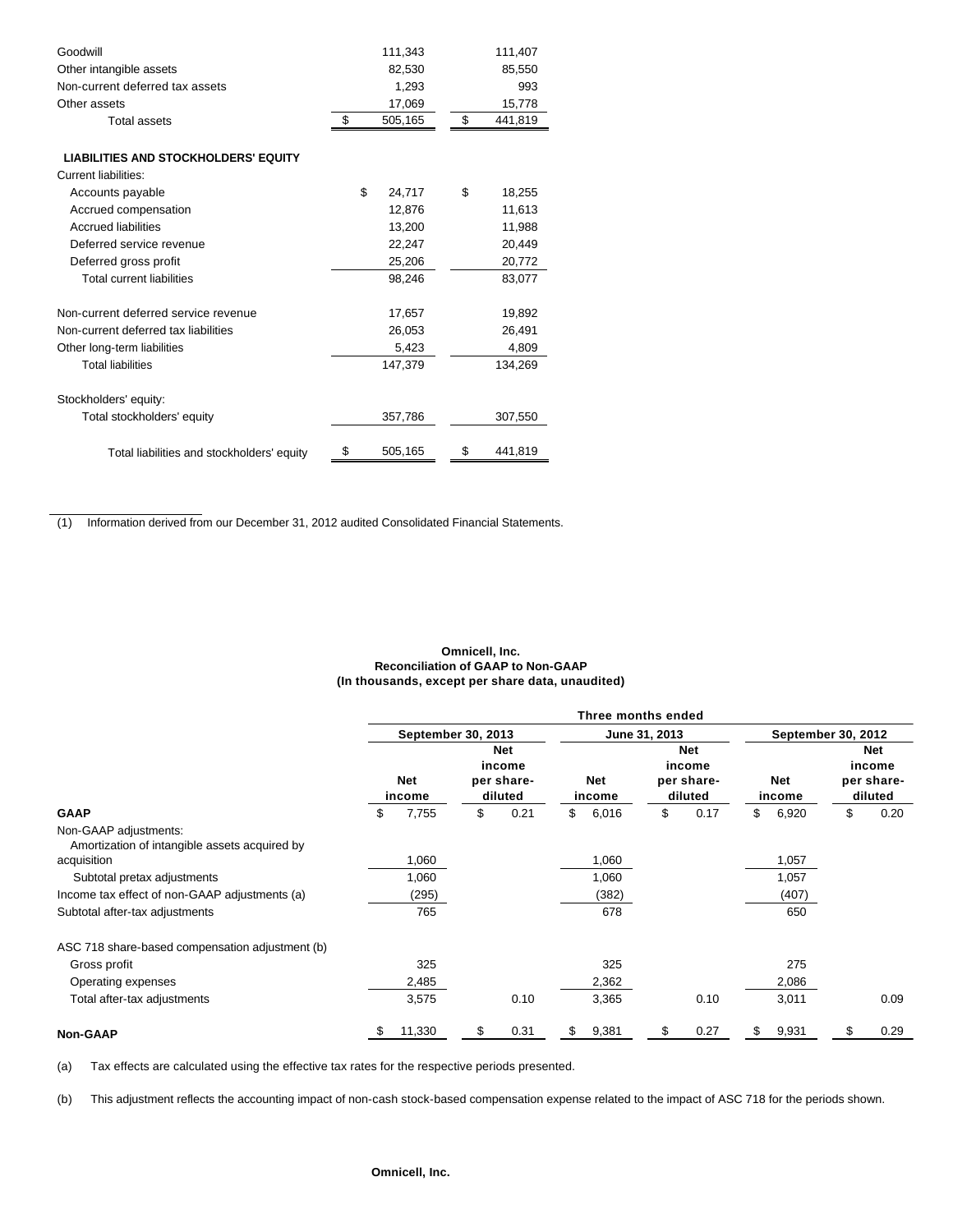| | | |
|---|---|---|
| Goodwill | 111,343 | 111,407 |
| Other intangible assets | 82,530 | 85,550 |
| Non-current deferred tax assets | 1,293 | 993 |
| Other assets | 17,069 | 15,778 |
| Total assets | $ 505,165 | $ 441,819 |
| **LIABILITIES AND STOCKHOLDERS' EQUITY** | | |
| Current liabilities: | | |
| Accounts payable | $ 24,717 | $ 18,255 |
| Accrued compensation | 12,876 | 11,613 |
| Accrued liabilities | 13,200 | 11,988 |
| Deferred service revenue | 22,247 | 20,449 |
| Deferred gross profit | 25,206 | 20,772 |
| Total current liabilities | 98,246 | 83,077 |
| Non-current deferred service revenue | 17,657 | 19,892 |
| Non-current deferred tax liabilities | 26,053 | 26,491 |
| Other long-term liabilities | 5,423 | 4,809 |
| Total liabilities | 147,379 | 134,269 |
| Stockholders' equity: | | |
| Total stockholders' equity | 357,786 | 307,550 |
| Total liabilities and stockholders' equity | $ 505,165 | $ 441,819 |

(1) Information derived from our December 31, 2012 audited Consolidated Financial Statements.

**Omnicell, Inc.**
**Reconciliation of GAAP to Non-GAAP**
**(In thousands, except per share data, unaudited)**

| | Three months ended | | | | | |
|---|---|---|---|---|---|---|
| | September 30, 2013 | | June 31, 2013 | | September 30, 2012 | |
| | Net income | Net income per share-diluted | Net income | Net income per share-diluted | Net income | Net income per share-diluted |
| **GAAP** | $ 7,755 | $ 0.21 | $ 6,016 | $ 0.17 | $ 6,920 | $ 0.20 |
| Non-GAAP adjustments: | | | | | | |
| Amortization of intangible assets acquired by acquisition | 1,060 | | 1,060 | | 1,057 | |
| Subtotal pretax adjustments | 1,060 | | 1,060 | | 1,057 | |
| Income tax effect of non-GAAP adjustments (a) | (295) | | (382) | | (407) | |
| Subtotal after-tax adjustments | 765 | | 678 | | 650 | |
| ASC 718 share-based compensation adjustment (b) | | | | | | |
| Gross profit | 325 | | 325 | | 275 | |
| Operating expenses | 2,485 | | 2,362 | | 2,086 | |
| Total after-tax adjustments | 3,575 | 0.10 | 3,365 | 0.10 | 3,011 | 0.09 |
| **Non-GAAP** | $ 11,330 | $ 0.31 | $ 9,381 | $ 0.27 | $ 9,931 | $ 0.29 |

(a) Tax effects are calculated using the effective tax rates for the respective periods presented.

(b) This adjustment reflects the accounting impact of non-cash stock-based compensation expense related to the impact of ASC 718 for the periods shown.

**Omnicell, Inc.**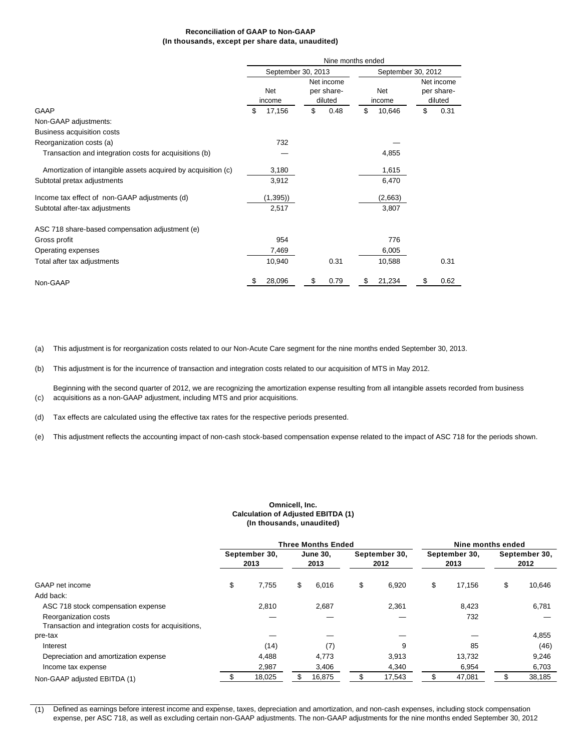**Reconciliation of GAAP to Non-GAAP**
**(In thousands, except per share data, unaudited)**

| | Nine months ended | | | |
|---|---|---|---|---|
| | September 30, 2013 | | September 30, 2012 | |
| | Net income | Net income per share-diluted | Net income | Net income per share-diluted |
| GAAP | $ 17,156 | $ 0.48 | $ 10,646 | $ 0.31 |
| Non-GAAP adjustments: | | | | |
| Business acquisition costs | | | | |
| Reorganization costs (a) | 732 | | — | |
| Transaction and integration costs for acquisitions (b) | — | | 4,855 | |
| Amortization of intangible assets acquired by acquisition (c) | 3,180 | | 1,615 | |
| Subtotal pretax adjustments | 3,912 | | 6,470 | |
| Income tax effect of non-GAAP adjustments (d) | (1,395)) | | (2,663) | |
| Subtotal after-tax adjustments | 2,517 | | 3,807 | |
| ASC 718 share-based compensation adjustment (e) | | | | |
| Gross profit | 954 | | 776 | |
| Operating expenses | 7,469 | | 6,005 | |
| Total after tax adjustments | 10,940 | 0.31 | 10,588 | 0.31 |
| Non-GAAP | $ 28,096 | $ 0.79 | $ 21,234 | $ 0.62 |

(a) This adjustment is for reorganization costs related to our Non-Acute Care segment for the nine months ended September 30, 2013.

(b) This adjustment is for the incurrence of transaction and integration costs related to our acquisition of MTS in May 2012.

(c) Beginning with the second quarter of 2012, we are recognizing the amortization expense resulting from all intangible assets recorded from business acquisitions as a non-GAAP adjustment, including MTS and prior acquisitions.

(d) Tax effects are calculated using the effective tax rates for the respective periods presented.

(e) This adjustment reflects the accounting impact of non-cash stock-based compensation expense related to the impact of ASC 718 for the periods shown.

**Omnicell, Inc.**
**Calculation of Adjusted EBITDA (1)**
**(In thousands, unaudited)**

| | Three Months Ended | | | Nine months ended | |
|---|---|---|---|---|---|
| | September 30, 2013 | June 30, 2013 | September 30, 2012 | September 30, 2013 | September 30, 2012 |
| GAAP net income | $ 7,755 | $ 6,016 | $ 6,920 | $ 17,156 | $ 10,646 |
| Add back: | | | | | |
| ASC 718 stock compensation expense | 2,810 | 2,687 | 2,361 | 8,423 | 6,781 |
| Reorganization costs | — | — | — | 732 | — |
| Transaction and integration costs for acquisitions, pre-tax | — | — | — | — | 4,855 |
| Interest | (14) | (7) | 9 | 85 | (46) |
| Depreciation and amortization expense | 4,488 | 4,773 | 3,913 | 13,732 | 9,246 |
| Income tax expense | 2,987 | 3,406 | 4,340 | 6,954 | 6,703 |
| Non-GAAP adjusted EBITDA (1) | $ 18,025 | $ 16,875 | $ 17,543 | $ 47,081 | $ 38,185 |

(1) Defined as earnings before interest income and expense, taxes, depreciation and amortization, and non-cash expenses, including stock compensation expense, per ASC 718, as well as excluding certain non-GAAP adjustments. The non-GAAP adjustments for the nine months ended September 30, 2012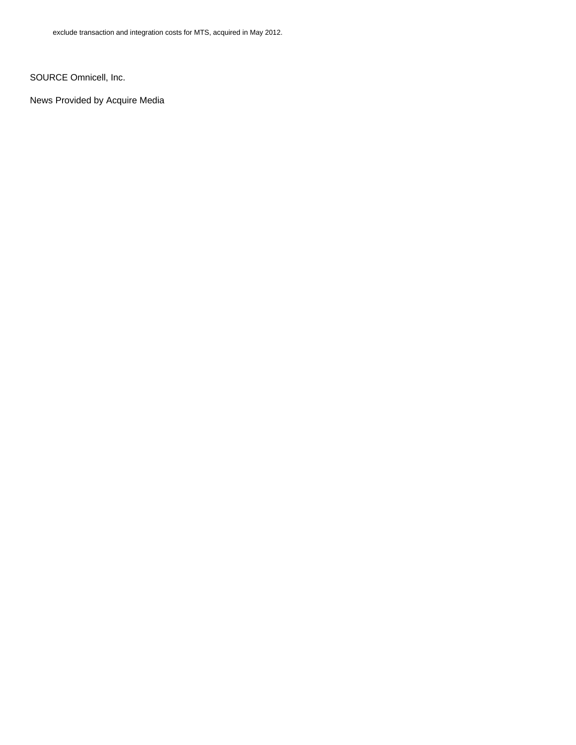exclude transaction and integration costs for MTS, acquired in May 2012.

SOURCE Omnicell, Inc.

News Provided by Acquire Media